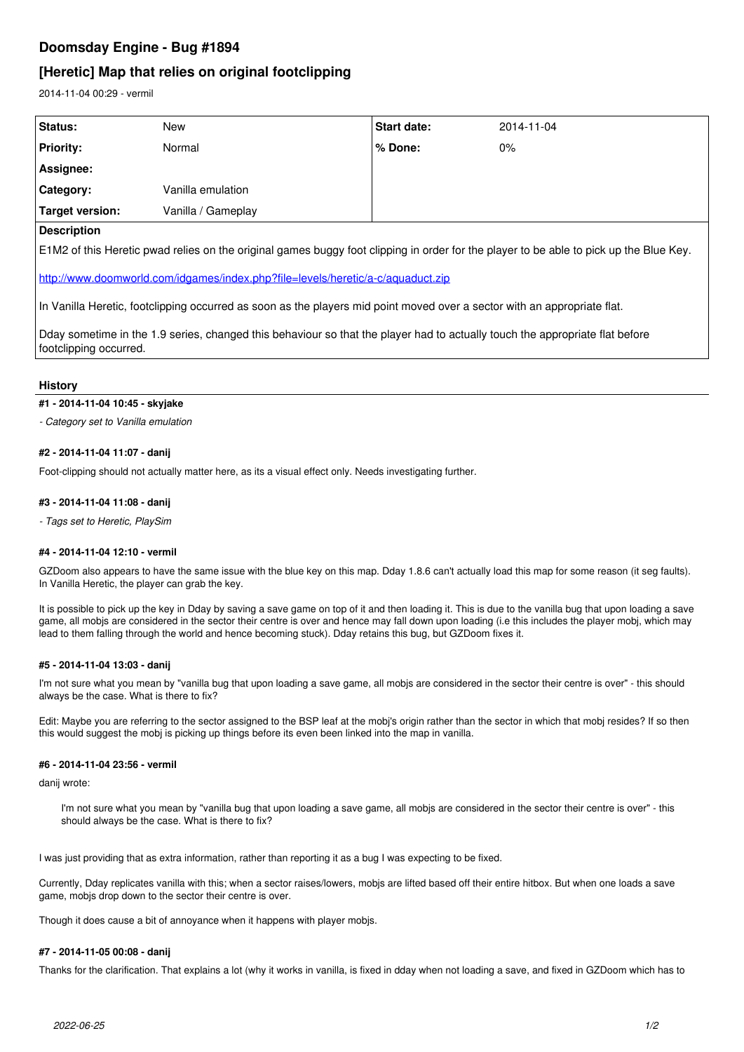# Doomsday Engine - Bug #1894

## [Heretic] Map that relies on original footclipping

2014-11-04 00:29 - vermil

| Status: | New | Start date: | 2014-11-04 |
|---|---|---|---|
| Priority: | Normal | % Done: | 0% |
| Assignee: | | | |
| Category: | Vanilla emulation | | |
| Target version: | Vanilla / Gameplay | | |

**Description**

E1M2 of this Heretic pwad relies on the original games buggy foot clipping in order for the player to be able to pick up the Blue Key.

http://www.doomworld.com/idgames/index.php?file=levels/heretic/a-c/aquaduct.zip

In Vanilla Heretic, footclipping occurred as soon as the players mid point moved over a sector with an appropriate flat.

Dday sometime in the 1.9 series, changed this behaviour so that the player had to actually touch the appropriate flat before footclipping occurred.

### History

#### #1 - 2014-11-04 10:45 - skyjake

*- Category set to Vanilla emulation*

#### #2 - 2014-11-04 11:07 - danij

Foot-clipping should not actually matter here, as its a visual effect only. Needs investigating further.

#### #3 - 2014-11-04 11:08 - danij

*- Tags set to Heretic, PlaySim*

#### #4 - 2014-11-04 12:10 - vermil

GZDoom also appears to have the same issue with the blue key on this map. Dday 1.8.6 can't actually load this map for some reason (it seg faults). In Vanilla Heretic, the player can grab the key.

It is possible to pick up the key in Dday by saving a save game on top of it and then loading it. This is due to the vanilla bug that upon loading a save game, all mobjs are considered in the sector their centre is over and hence may fall down upon loading (i.e this includes the player mobj, which may lead to them falling through the world and hence becoming stuck). Dday retains this bug, but GZDoom fixes it.

#### #5 - 2014-11-04 13:03 - danij

I'm not sure what you mean by "vanilla bug that upon loading a save game, all mobjs are considered in the sector their centre is over" - this should always be the case. What is there to fix?

Edit: Maybe you are referring to the sector assigned to the BSP leaf at the mobj's origin rather than the sector in which that mobj resides? If so then this would suggest the mobj is picking up things before its even been linked into the map in vanilla.

#### #6 - 2014-11-04 23:56 - vermil

danij wrote:

> I'm not sure what you mean by "vanilla bug that upon loading a save game, all mobjs are considered in the sector their centre is over" - this should always be the case. What is there to fix?

I was just providing that as extra information, rather than reporting it as a bug I was expecting to be fixed.

Currently, Dday replicates vanilla with this; when a sector raises/lowers, mobjs are lifted based off their entire hitbox. But when one loads a save game, mobjs drop down to the sector their centre is over.

Though it does cause a bit of annoyance when it happens with player mobjs.

#### #7 - 2014-11-05 00:08 - danij

Thanks for the clarification. That explains a lot (why it works in vanilla, is fixed in dday when not loading a save, and fixed in GZDoom which has to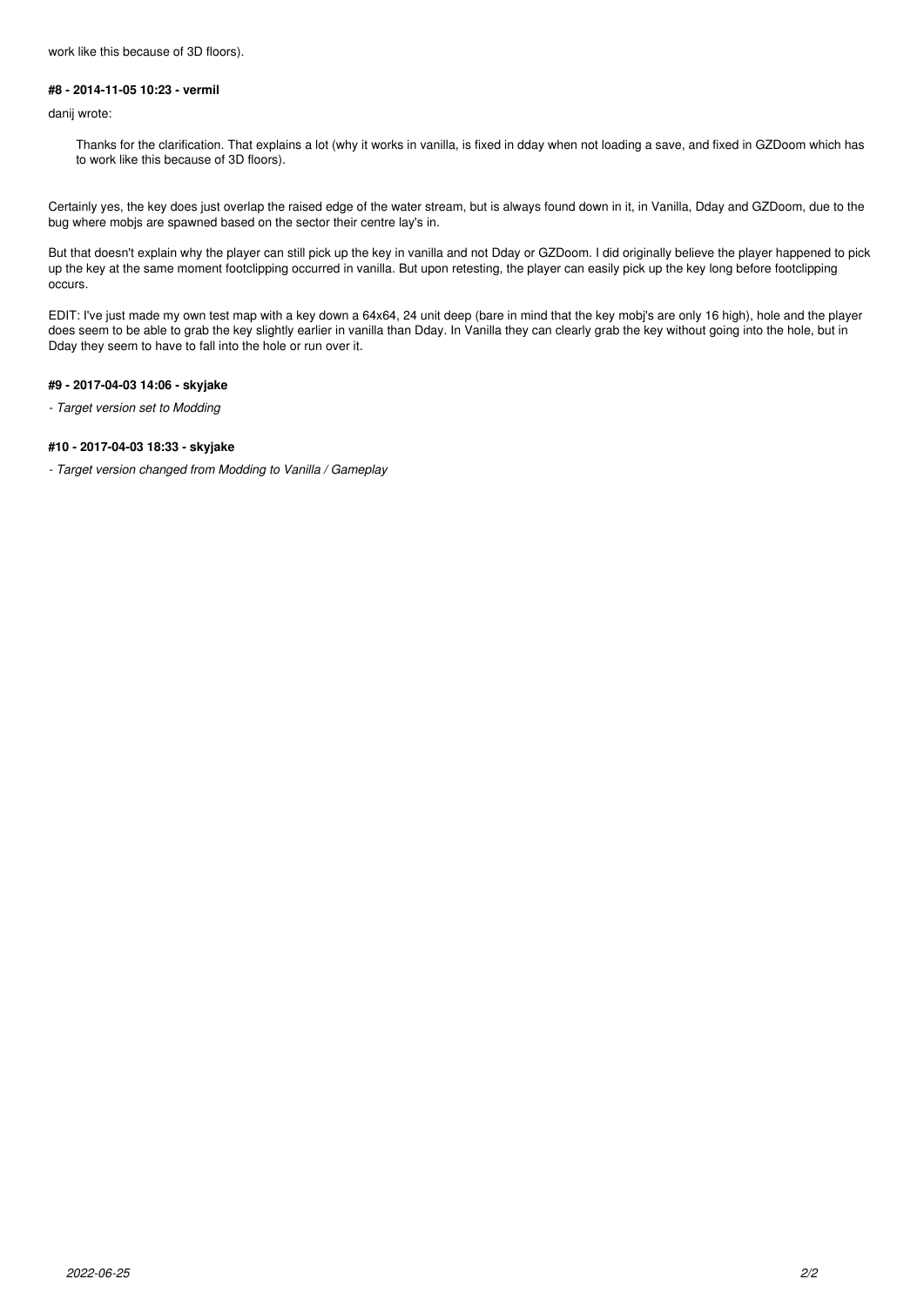work like this because of 3D floors).

#### #8 - 2014-11-05 10:23 - vermil

danij wrote:

> Thanks for the clarification. That explains a lot (why it works in vanilla, is fixed in dday when not loading a save, and fixed in GZDoom which has to work like this because of 3D floors).

Certainly yes, the key does just overlap the raised edge of the water stream, but is always found down in it, in Vanilla, Dday and GZDoom, due to the bug where mobjs are spawned based on the sector their centre lay's in.

But that doesn't explain why the player can still pick up the key in vanilla and not Dday or GZDoom. I did originally believe the player happened to pick up the key at the same moment footclipping occurred in vanilla. But upon retesting, the player can easily pick up the key long before footclipping occurs.

EDIT: I've just made my own test map with a key down a 64x64, 24 unit deep (bare in mind that the key mobj's are only 16 high), hole and the player does seem to be able to grab the key slightly earlier in vanilla than Dday. In Vanilla they can clearly grab the key without going into the hole, but in Dday they seem to have to fall into the hole or run over it.

#### #9 - 2017-04-03 14:06 - skyjake

*- Target version set to Modding*

#### #10 - 2017-04-03 18:33 - skyjake

*- Target version changed from Modding to Vanilla / Gameplay*